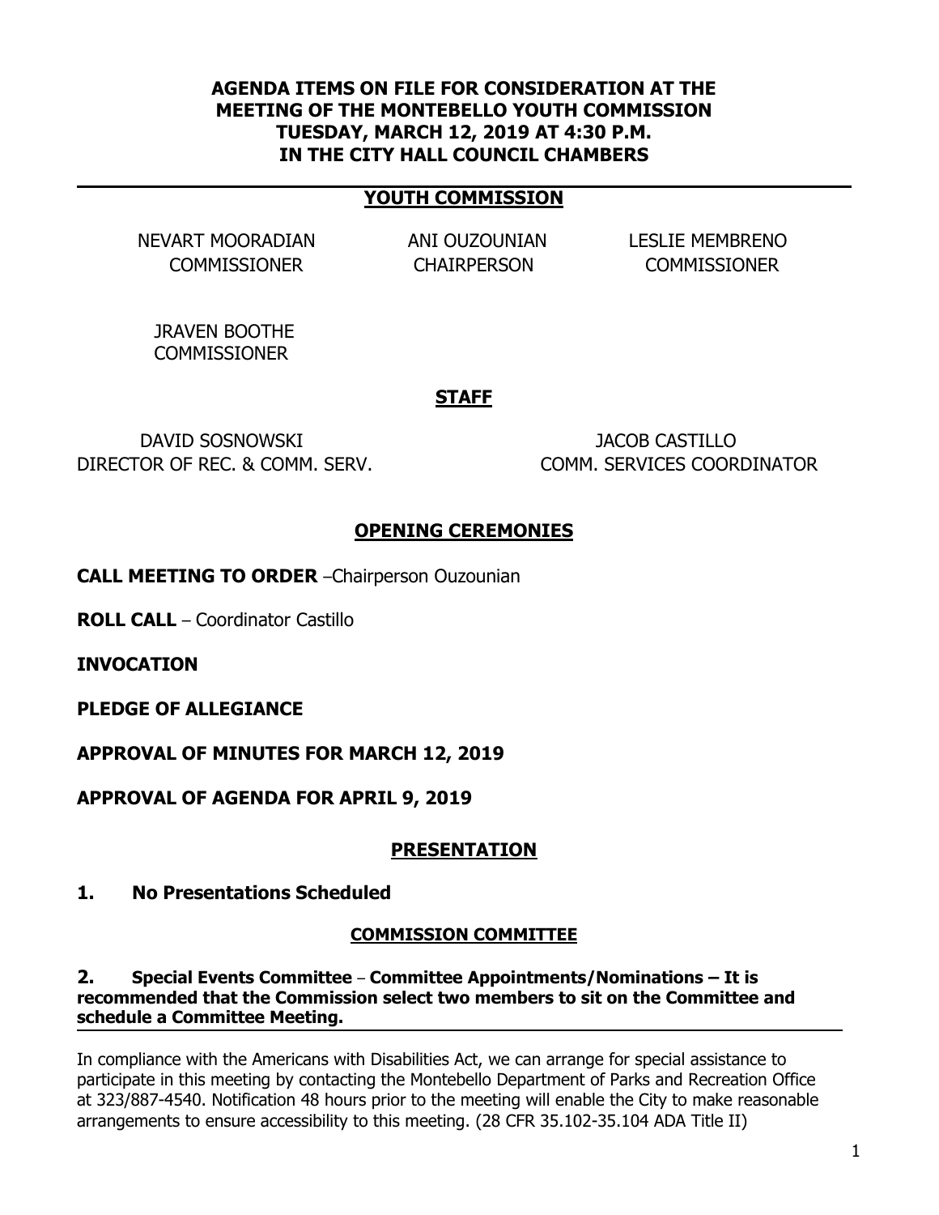# AGENDA ITEMS ON FILE FOR CONSIDERATION AT THE MEETING OF THE MONTEBELLO YOUTH COMMISSION TUESDAY, MARCH 12, 2019 AT 4:30 P.M. IN THE CITY HALL COUNCIL CHAMBERS

## YOUTH COMMISSION

NEVART MOORADIAN
COMMISSIONER

ANI OUZOUNIAN
CHAIRPERSON

LESLIE MEMBRENO
COMMISSIONER

JRAVEN BOOTHE
COMMISSIONER

## STAFF

DAVID SOSNOWSKI
DIRECTOR OF REC. & COMM. SERV.

JACOB CASTILLO
COMM. SERVICES COORDINATOR

## OPENING CEREMONIES

**CALL MEETING TO ORDER** –Chairperson Ouzounian

**ROLL CALL** – Coordinator Castillo

**INVOCATION**

**PLEDGE OF ALLEGIANCE**

**APPROVAL OF MINUTES FOR MARCH 12, 2019**

**APPROVAL OF AGENDA FOR APRIL 9, 2019**

## PRESENTATION

**1. No Presentations Scheduled**

## COMMISSION COMMITTEE

**2. Special Events Committee – Committee Appointments/Nominations – It is recommended that the Commission select two members to sit on the Committee and schedule a Committee Meeting.**

In compliance with the Americans with Disabilities Act, we can arrange for special assistance to participate in this meeting by contacting the Montebello Department of Parks and Recreation Office at 323/887-4540. Notification 48 hours prior to the meeting will enable the City to make reasonable arrangements to ensure accessibility to this meeting. (28 CFR 35.102-35.104 ADA Title II)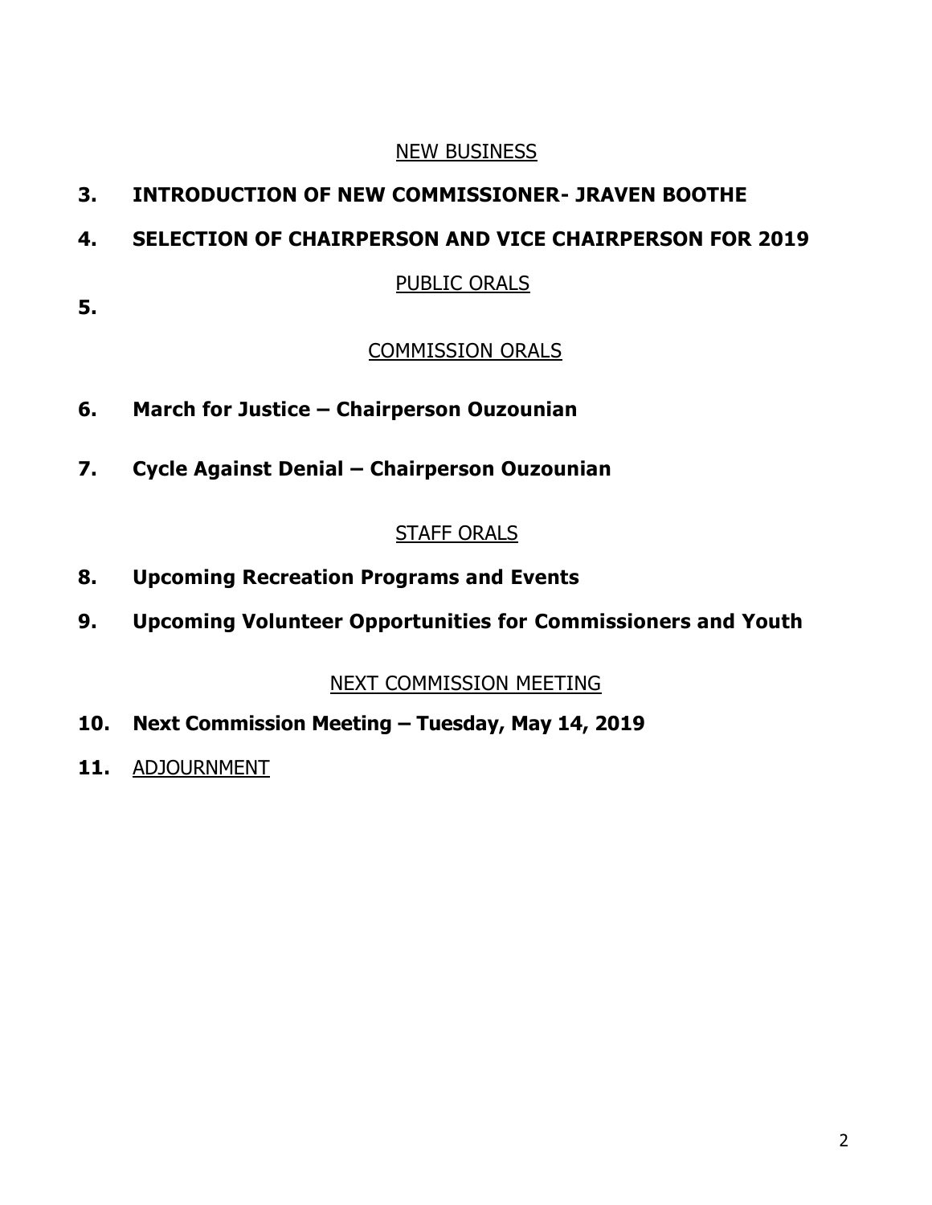NEW BUSINESS

**3. INTRODUCTION OF NEW COMMISSIONER- JRAVEN BOOTHE**

**4. SELECTION OF CHAIRPERSON AND VICE CHAIRPERSON FOR 2019**

PUBLIC ORALS

**5.**

COMMISSION ORALS

**6. March for Justice – Chairperson Ouzounian**

**7. Cycle Against Denial – Chairperson Ouzounian**

STAFF ORALS

**8. Upcoming Recreation Programs and Events**

**9. Upcoming Volunteer Opportunities for Commissioners and Youth**

NEXT COMMISSION MEETING

**10. Next Commission Meeting – Tuesday, May 14, 2019**

**11.** ADJOURNMENT